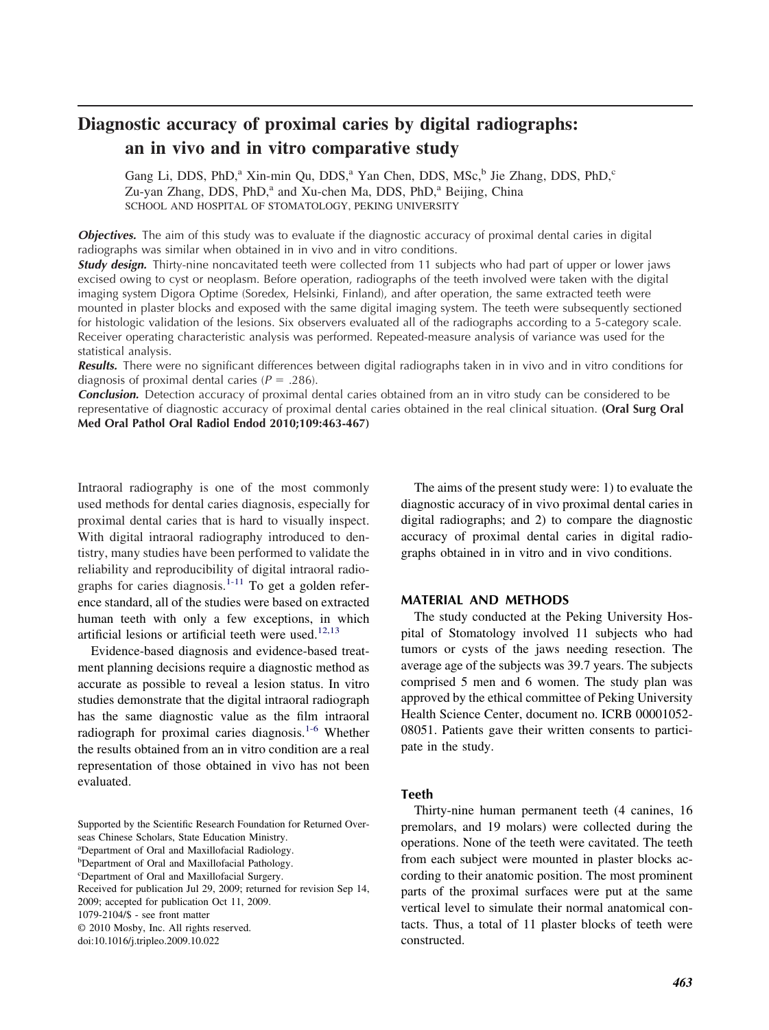# Diagnostic accuracy of proximal caries by digital radiographs: an in vivo and in vitro comparative study

Gang Li, DDS, PhD,[a] Xin-min Qu, DDS,[a] Yan Chen, DDS, MSc,[b] Jie Zhang, DDS, PhD,[c] Zu-yan Zhang, DDS, PhD,[a] and Xu-chen Ma, DDS, PhD,[a] Beijing, China
SCHOOL AND HOSPITAL OF STOMATOLOGY, PEKING UNIVERSITY

***Objectives.*** The aim of this study was to evaluate if the diagnostic accuracy of proximal dental caries in digital radiographs was similar when obtained in in vivo and in vitro conditions.

***Study design.*** Thirty-nine noncavitated teeth were collected from 11 subjects who had part of upper or lower jaws excised owing to cyst or neoplasm. Before operation, radiographs of the teeth involved were taken with the digital imaging system Digora Optime (Soredex, Helsinki, Finland), and after operation, the same extracted teeth were mounted in plaster blocks and exposed with the same digital imaging system. The teeth were subsequently sectioned for histologic validation of the lesions. Six observers evaluated all of the radiographs according to a 5-category scale. Receiver operating characteristic analysis was performed. Repeated-measure analysis of variance was used for the statistical analysis.

***Results.*** There were no significant differences between digital radiographs taken in in vivo and in vitro conditions for diagnosis of proximal dental caries ($P = .286$).

***Conclusion.*** Detection accuracy of proximal dental caries obtained from an in vitro study can be considered to be representative of diagnostic accuracy of proximal dental caries obtained in the real clinical situation. **(Oral Surg Oral Med Oral Pathol Oral Radiol Endod 2010;109:463-467)**

Intraoral radiography is one of the most commonly used methods for dental caries diagnosis, especially for proximal dental caries that is hard to visually inspect. With digital intraoral radiography introduced to dentistry, many studies have been performed to validate the reliability and reproducibility of digital intraoral radiographs for caries diagnosis.[1-11] To get a golden reference standard, all of the studies were based on extracted human teeth with only a few exceptions, in which artificial lesions or artificial teeth were used.[12,13]

Evidence-based diagnosis and evidence-based treatment planning decisions require a diagnostic method as accurate as possible to reveal a lesion status. In vitro studies demonstrate that the digital intraoral radiograph has the same diagnostic value as the film intraoral radiograph for proximal caries diagnosis.[1-6] Whether the results obtained from an in vitro condition are a real representation of those obtained in vivo has not been evaluated.

Supported by the Scientific Research Foundation for Returned Overseas Chinese Scholars, State Education Ministry.
[a]Department of Oral and Maxillofacial Radiology.
[b]Department of Oral and Maxillofacial Pathology.
[c]Department of Oral and Maxillofacial Surgery.
Received for publication Jul 29, 2009; returned for revision Sep 14, 2009; accepted for publication Oct 11, 2009.
1079-2104/$ - see front matter
© 2010 Mosby, Inc. All rights reserved.
doi:10.1016/j.tripleo.2009.10.022

The aims of the present study were: 1) to evaluate the diagnostic accuracy of in vivo proximal dental caries in digital radiographs; and 2) to compare the diagnostic accuracy of proximal dental caries in digital radiographs obtained in in vitro and in vivo conditions.

## MATERIAL AND METHODS

The study conducted at the Peking University Hospital of Stomatology involved 11 subjects who had tumors or cysts of the jaws needing resection. The average age of the subjects was 39.7 years. The subjects comprised 5 men and 6 women. The study plan was approved by the ethical committee of Peking University Health Science Center, document no. ICRB 00001052-08051. Patients gave their written consents to participate in the study.

### Teeth

Thirty-nine human permanent teeth (4 canines, 16 premolars, and 19 molars) were collected during the operations. None of the teeth were cavitated. The teeth from each subject were mounted in plaster blocks according to their anatomic position. The most prominent parts of the proximal surfaces were put at the same vertical level to simulate their normal anatomical contacts. Thus, a total of 11 plaster blocks of teeth were constructed.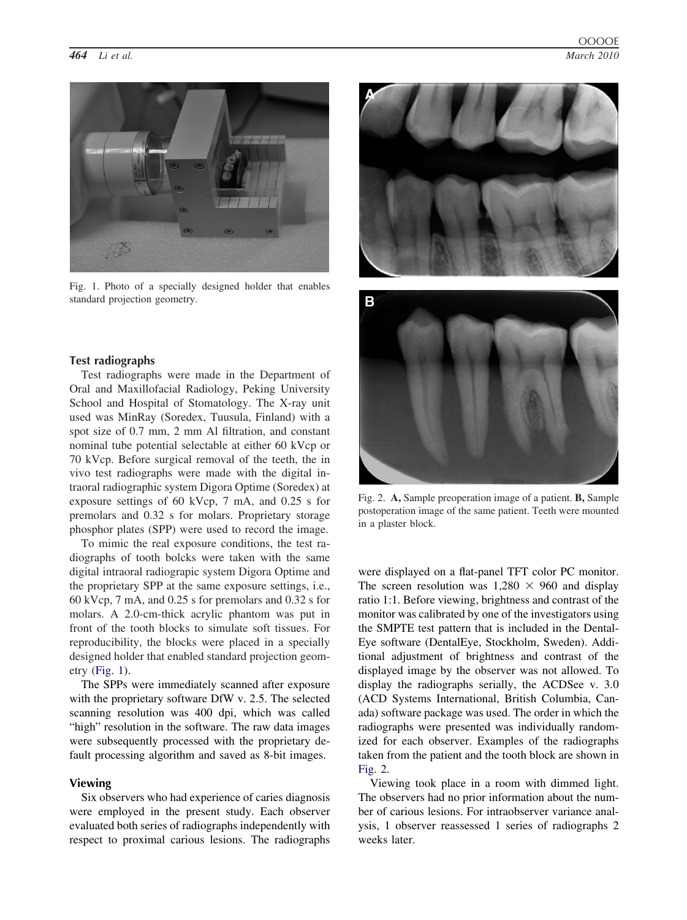Fig. 1. Photo of a specially designed holder that enables standard projection geometry.

### Test radiographs

Test radiographs were made in the Department of Oral and Maxillofacial Radiology, Peking University School and Hospital of Stomatology. The X-ray unit used was MinRay (Soredex, Tuusula, Finland) with a spot size of 0.7 mm, 2 mm Al filtration, and constant nominal tube potential selectable at either 60 kVcp or 70 kVcp. Before surgical removal of the teeth, the in vivo test radiographs were made with the digital intraoral radiographic system Digora Optime (Soredex) at exposure settings of 60 kVcp, 7 mA, and 0.25 s for premolars and 0.32 s for molars. Proprietary storage phosphor plates (SPP) were used to record the image.

To mimic the real exposure conditions, the test radiographs of tooth bolcks were taken with the same digital intraoral radiograpic system Digora Optime and the proprietary SPP at the same exposure settings, i.e., 60 kVcp, 7 mA, and 0.25 s for premolars and 0.32 s for molars. A 2.0-cm-thick acrylic phantom was put in front of the tooth blocks to simulate soft tissues. For reproducibility, the blocks were placed in a specially designed holder that enabled standard projection geometry (Fig. 1).

The SPPs were immediately scanned after exposure with the proprietary software DfW v. 2.5. The selected scanning resolution was 400 dpi, which was called "high" resolution in the software. The raw data images were subsequently processed with the proprietary default processing algorithm and saved as 8-bit images.

### Viewing

Six observers who had experience of caries diagnosis were employed in the present study. Each observer evaluated both series of radiographs independently with respect to proximal carious lesions. The radiographs were displayed on a flat-panel TFT color PC monitor. The screen resolution was 1,280 × 960 and display ratio 1:1. Before viewing, brightness and contrast of the monitor was calibrated by one of the investigators using the SMPTE test pattern that is included in the DentalEye software (DentalEye, Stockholm, Sweden). Additional adjustment of brightness and contrast of the displayed image by the observer was not allowed. To display the radiographs serially, the ACDSee v. 3.0 (ACD Systems International, British Columbia, Canada) software package was used. The order in which the radiographs were presented was individually randomized for each observer. Examples of the radiographs taken from the patient and the tooth block are shown in Fig. 2.

Viewing took place in a room with dimmed light. The observers had no prior information about the number of carious lesions. For intraobserver variance analysis, 1 observer reassessed 1 series of radiographs 2 weeks later.

Fig. 2. **A,** Sample preoperation image of a patient. **B,** Sample postoperation image of the same patient. Teeth were mounted in a plaster block.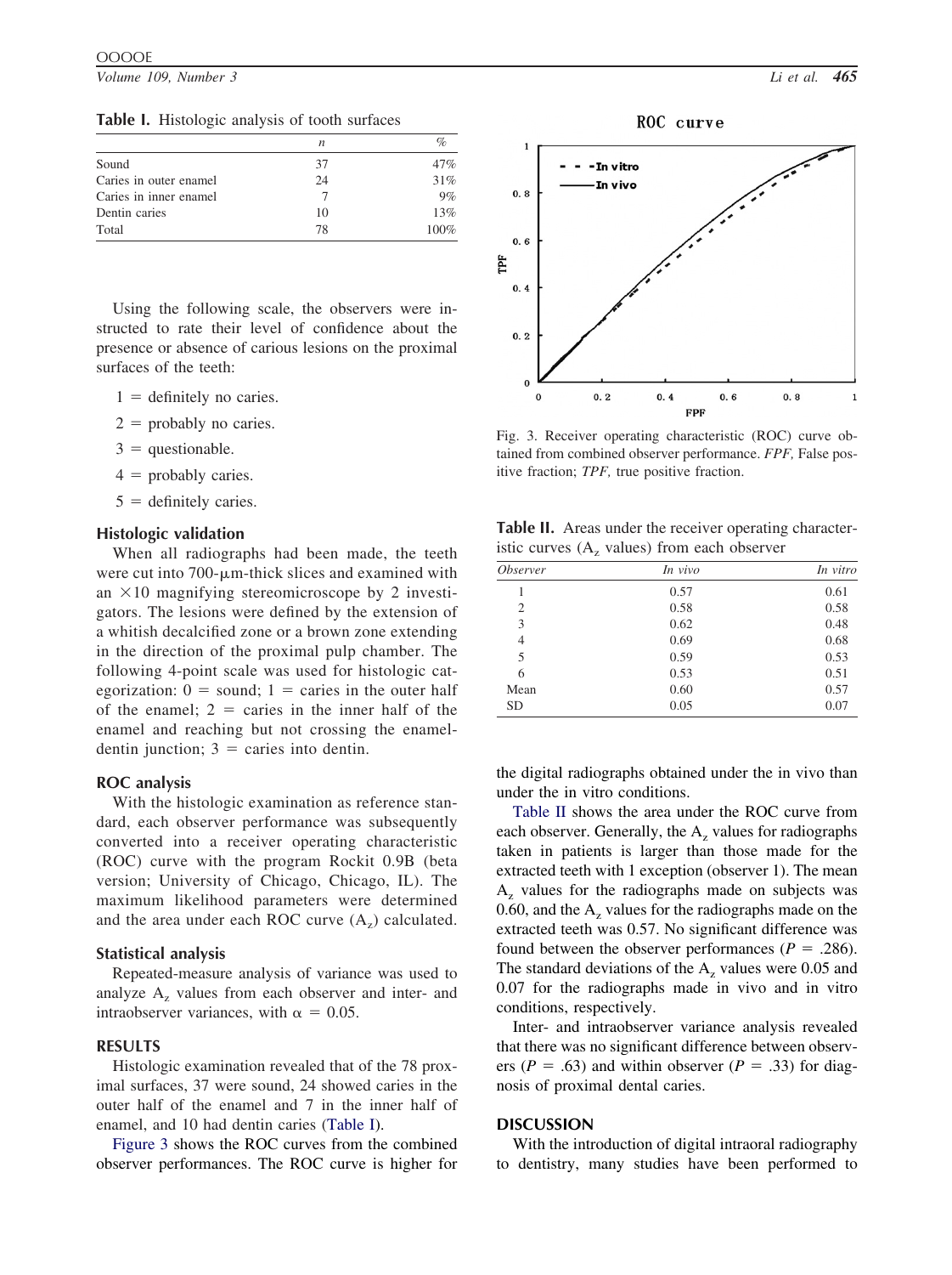**Table I.** Histologic analysis of tooth surfaces

| | *n* | % |
|---|---|---|
| Sound | 37 | 47% |
| Caries in outer enamel | 24 | 31% |
| Caries in inner enamel | 7 | 9% |
| Dentin caries | 10 | 13% |
| Total | 78 | 100% |

Using the following scale, the observers were instructed to rate their level of confidence about the presence or absence of carious lesions on the proximal surfaces of the teeth:

1 = definitely no caries.

2 = probably no caries.

3 = questionable.

4 = probably caries.

5 = definitely caries.

### Histologic validation

When all radiographs had been made, the teeth were cut into 700-μm-thick slices and examined with an ×10 magnifying stereomicroscope by 2 investigators. The lesions were defined by the extension of a whitish decalcified zone or a brown zone extending in the direction of the proximal pulp chamber. The following 4-point scale was used for histologic categorization: 0 = sound; 1 = caries in the outer half of the enamel; 2 = caries in the inner half of the enamel and reaching but not crossing the enamel-dentin junction; 3 = caries into dentin.

### ROC analysis

With the histologic examination as reference standard, each observer performance was subsequently converted into a receiver operating characteristic (ROC) curve with the program Rockit 0.9B (beta version; University of Chicago, Chicago, IL). The maximum likelihood parameters were determined and the area under each ROC curve ($A_z$) calculated.

### Statistical analysis

Repeated-measure analysis of variance was used to analyze $A_z$ values from each observer and inter- and intraobserver variances, with $\alpha = 0.05$.

## RESULTS

Histologic examination revealed that of the 78 proximal surfaces, 37 were sound, 24 showed caries in the outer half of the enamel and 7 in the inner half of enamel, and 10 had dentin caries (Table I).

Figure 3 shows the ROC curves from the combined observer performances. The ROC curve is higher for the digital radiographs obtained under the in vivo than under the in vitro conditions.

Fig. 3. Receiver operating characteristic (ROC) curve obtained from combined observer performance. *FPF,* False positive fraction; *TPF,* true positive fraction.

**Table II.** Areas under the receiver operating characteristic curves ($A_z$ values) from each observer

| *Observer* | *In vivo* | *In vitro* |
|---|---|---|
| 1 | 0.57 | 0.61 |
| 2 | 0.58 | 0.58 |
| 3 | 0.62 | 0.48 |
| 4 | 0.69 | 0.68 |
| 5 | 0.59 | 0.53 |
| 6 | 0.53 | 0.51 |
| Mean | 0.60 | 0.57 |
| SD | 0.05 | 0.07 |

Table II shows the area under the ROC curve from each observer. Generally, the $A_z$ values for radiographs taken in patients is larger than those made for the extracted teeth with 1 exception (observer 1). The mean $A_z$ values for the radiographs made on subjects was 0.60, and the $A_z$ values for the radiographs made on the extracted teeth was 0.57. No significant difference was found between the observer performances ($P = .286$). The standard deviations of the $A_z$ values were 0.05 and 0.07 for the radiographs made in vivo and in vitro conditions, respectively.

Inter- and intraobserver variance analysis revealed that there was no significant difference between observers ($P = .63$) and within observer ($P = .33$) for diagnosis of proximal dental caries.

## DISCUSSION

With the introduction of digital intraoral radiography to dentistry, many studies have been performed to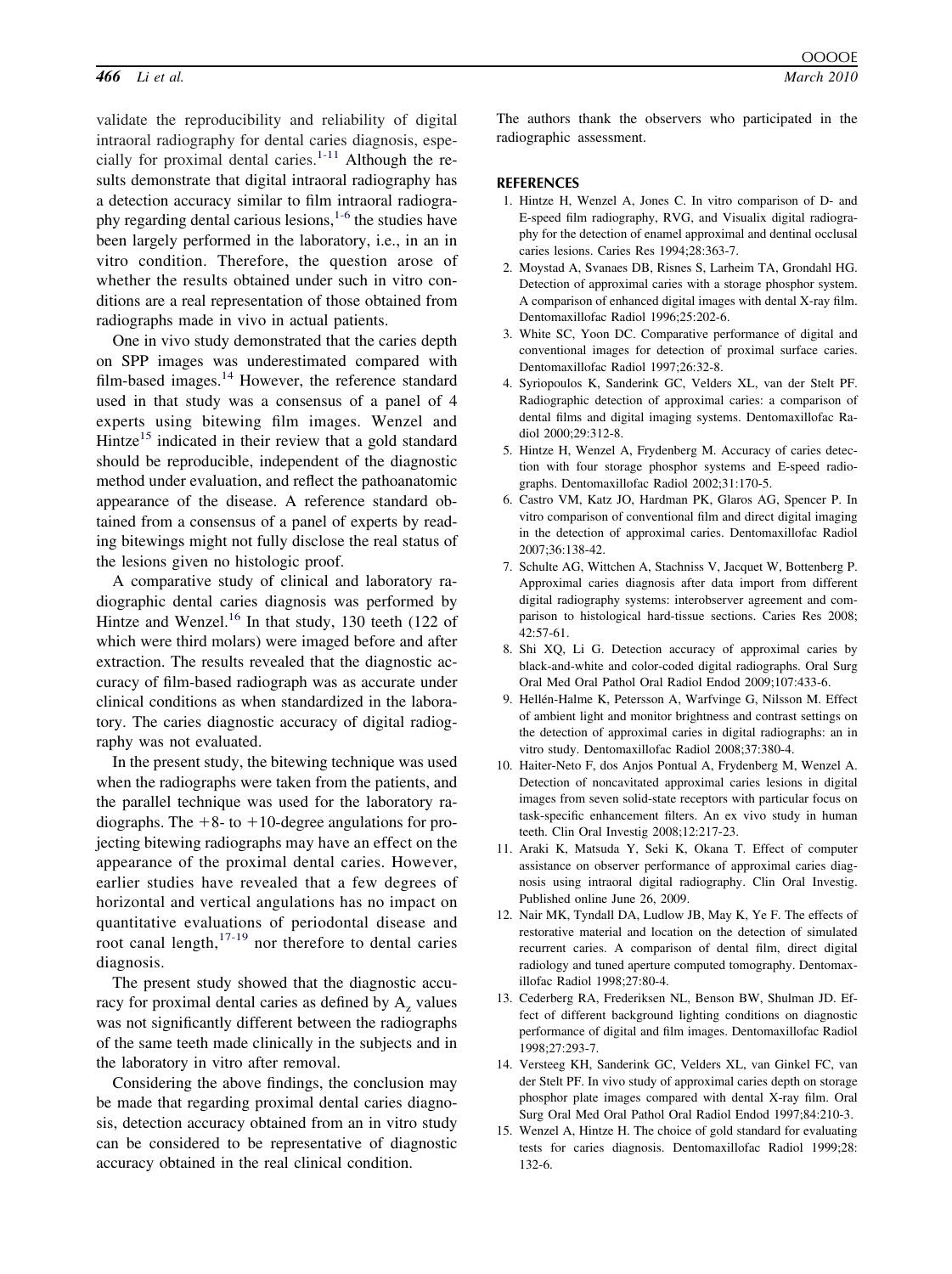validate the reproducibility and reliability of digital intraoral radiography for dental caries diagnosis, especially for proximal dental caries.[1-11] Although the results demonstrate that digital intraoral radiography has a detection accuracy similar to film intraoral radiography regarding dental carious lesions,[1-6] the studies have been largely performed in the laboratory, i.e., in an in vitro condition. Therefore, the question arose of whether the results obtained under such in vitro conditions are a real representation of those obtained from radiographs made in vivo in actual patients.

One in vivo study demonstrated that the caries depth on SPP images was underestimated compared with film-based images.[14] However, the reference standard used in that study was a consensus of a panel of 4 experts using bitewing film images. Wenzel and Hintze[15] indicated in their review that a gold standard should be reproducible, independent of the diagnostic method under evaluation, and reflect the pathoanatomic appearance of the disease. A reference standard obtained from a consensus of a panel of experts by reading bitewings might not fully disclose the real status of the lesions given no histologic proof.

A comparative study of clinical and laboratory radiographic dental caries diagnosis was performed by Hintze and Wenzel.[16] In that study, 130 teeth (122 of which were third molars) were imaged before and after extraction. The results revealed that the diagnostic accuracy of film-based radiograph was as accurate under clinical conditions as when standardized in the laboratory. The caries diagnostic accuracy of digital radiography was not evaluated.

In the present study, the bitewing technique was used when the radiographs were taken from the patients, and the parallel technique was used for the laboratory radiographs. The +8- to +10-degree angulations for projecting bitewing radiographs may have an effect on the appearance of the proximal dental caries. However, earlier studies have revealed that a few degrees of horizontal and vertical angulations has no impact on quantitative evaluations of periodontal disease and root canal length,[17-19] nor therefore to dental caries diagnosis.

The present study showed that the diagnostic accuracy for proximal dental caries as defined by $A_z$ values was not significantly different between the radiographs of the same teeth made clinically in the subjects and in the laboratory in vitro after removal.

Considering the above findings, the conclusion may be made that regarding proximal dental caries diagnosis, detection accuracy obtained from an in vitro study can be considered to be representative of diagnostic accuracy obtained in the real clinical condition.

The authors thank the observers who participated in the radiographic assessment.

## REFERENCES

1. Hintze H, Wenzel A, Jones C. In vitro comparison of D- and E-speed film radiography, RVG, and Visualix digital radiography for the detection of enamel approximal and dentinal occlusal caries lesions. Caries Res 1994;28:363-7.
2. Moystad A, Svanaes DB, Risnes S, Larheim TA, Grondahl HG. Detection of approximal caries with a storage phosphor system. A comparison of enhanced digital images with dental X-ray film. Dentomaxillofac Radiol 1996;25:202-6.
3. White SC, Yoon DC. Comparative performance of digital and conventional images for detection of proximal surface caries. Dentomaxillofac Radiol 1997;26:32-8.
4. Syriopoulos K, Sanderink GC, Velders XL, van der Stelt PF. Radiographic detection of approximal caries: a comparison of dental films and digital imaging systems. Dentomaxillofac Radiol 2000;29:312-8.
5. Hintze H, Wenzel A, Frydenberg M. Accuracy of caries detection with four storage phosphor systems and E-speed radiographs. Dentomaxillofac Radiol 2002;31:170-5.
6. Castro VM, Katz JO, Hardman PK, Glaros AG, Spencer P. In vitro comparison of conventional film and direct digital imaging in the detection of approximal caries. Dentomaxillofac Radiol 2007;36:138-42.
7. Schulte AG, Wittchen A, Stachniss V, Jacquet W, Bottenberg P. Approximal caries diagnosis after data import from different digital radiography systems: interobserver agreement and comparison to histological hard-tissue sections. Caries Res 2008; 42:57-61.
8. Shi XQ, Li G. Detection accuracy of approximal caries by black-and-white and color-coded digital radiographs. Oral Surg Oral Med Oral Pathol Oral Radiol Endod 2009;107:433-6.
9. Hellén-Halme K, Petersson A, Warfvinge G, Nilsson M. Effect of ambient light and monitor brightness and contrast settings on the detection of approximal caries in digital radiographs: an in vitro study. Dentomaxillofac Radiol 2008;37:380-4.
10. Haiter-Neto F, dos Anjos Pontual A, Frydenberg M, Wenzel A. Detection of noncavitated approximal caries lesions in digital images from seven solid-state receptors with particular focus on task-specific enhancement filters. An ex vivo study in human teeth. Clin Oral Investig 2008;12:217-23.
11. Araki K, Matsuda Y, Seki K, Okana T. Effect of computer assistance on observer performance of approximal caries diagnosis using intraoral digital radiography. Clin Oral Investig. Published online June 26, 2009.
12. Nair MK, Tyndall DA, Ludlow JB, May K, Ye F. The effects of restorative material and location on the detection of simulated recurrent caries. A comparison of dental film, direct digital radiology and tuned aperture computed tomography. Dentomaxillofac Radiol 1998;27:80-4.
13. Cederberg RA, Frederiksen NL, Benson BW, Shulman JD. Effect of different background lighting conditions on diagnostic performance of digital and film images. Dentomaxillofac Radiol 1998;27:293-7.
14. Versteeg KH, Sanderink GC, Velders XL, van Ginkel FC, van der Stelt PF. In vivo study of approximal caries depth on storage phosphor plate images compared with dental X-ray film. Oral Surg Oral Med Oral Pathol Oral Radiol Endod 1997;84:210-3.
15. Wenzel A, Hintze H. The choice of gold standard for evaluating tests for caries diagnosis. Dentomaxillofac Radiol 1999;28: 132-6.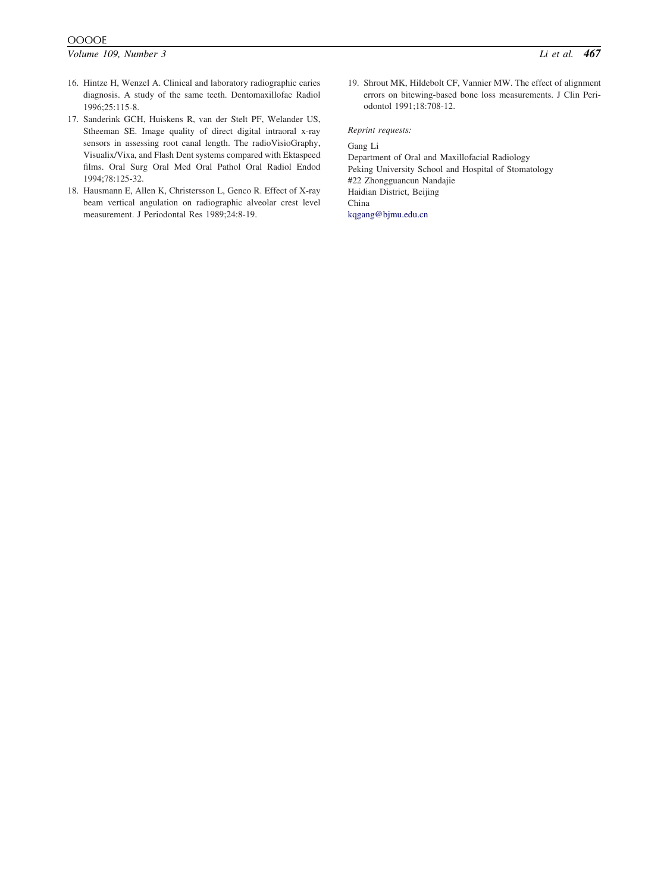16. Hintze H, Wenzel A. Clinical and laboratory radiographic caries diagnosis. A study of the same teeth. Dentomaxillofac Radiol 1996;25:115-8.
17. Sanderink GCH, Huiskens R, van der Stelt PF, Welander US, Stheeman SE. Image quality of direct digital intraoral x-ray sensors in assessing root canal length. The radioVisioGraphy, Visualix/Vixa, and Flash Dent systems compared with Ektaspeed films. Oral Surg Oral Med Oral Pathol Oral Radiol Endod 1994;78:125-32.
18. Hausmann E, Allen K, Christersson L, Genco R. Effect of X-ray beam vertical angulation on radiographic alveolar crest level measurement. J Periodontal Res 1989;24:8-19.
19. Shrout MK, Hildebolt CF, Vannier MW. The effect of alignment errors on bitewing-based bone loss measurements. J Clin Periodontol 1991;18:708-12.

*Reprint requests:*

Gang Li
Department of Oral and Maxillofacial Radiology
Peking University School and Hospital of Stomatology
#22 Zhongguancun Nandajie
Haidian District, Beijing
China
kqgang@bjmu.edu.cn